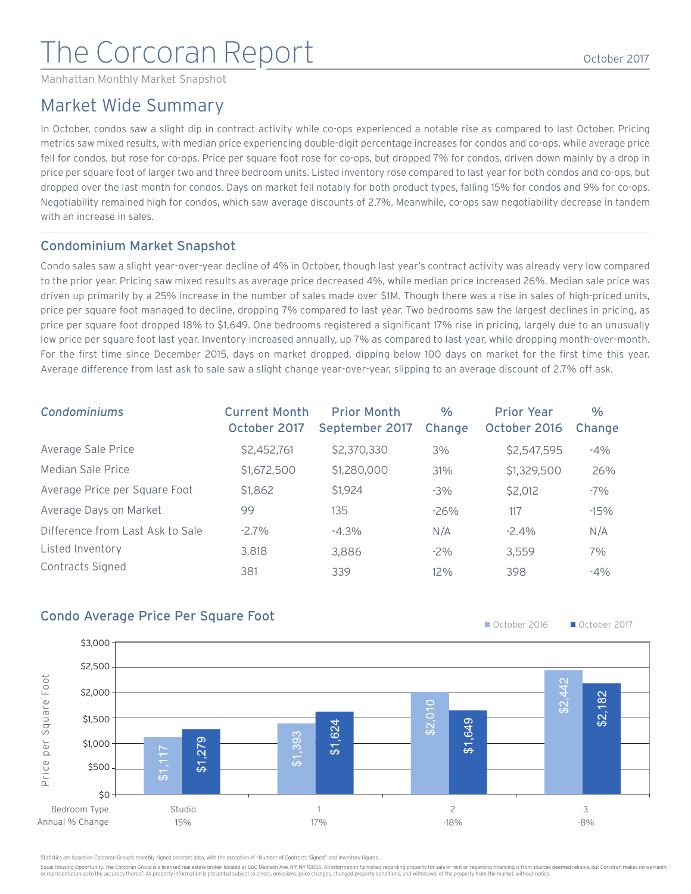# The Corcoran Report

October 2017

Manhattan Monthly Market Snapshot

## Market Wide Summary

In October, condos saw a slight dip in contract activity while co-ops experienced a notable rise as compared to last October. Pricing metrics saw mixed results, with median price experiencing double-digit percentage increases for condos and co-ops, while average price fell for condos, but rose for co-ops. Price per square foot rose for co-ops, but dropped 7% for condos, driven down mainly by a drop in price per square foot of larger two and three bedroom units. Listed inventory rose compared to last year for both condos and co-ops, but dropped over the last month for condos. Days on market fell notably for both product types, falling 15% for condos and 9% for co-ops. Negotiability remained high for condos, which saw average discounts of 2.7%. Meanwhile, co-ops saw negotiability decrease in tandem with an increase in sales.

### Condominium Market Snapshot

Condo sales saw a slight year-over-year decline of 4% in October, though last year's contract activity was already very low compared to the prior year. Pricing saw mixed results as average price decreased 4%, while median price increased 26%. Median sale price was driven up primarily by a 25% increase in the number of sales made over $1M. Though there was a rise in sales of high-priced units, price per square foot managed to decline, dropping 7% compared to last year. Two bedrooms saw the largest declines in pricing, as price per square foot dropped 18% to $1,649. One bedrooms registered a significant 17% rise in pricing, largely due to an unusually low price per square foot last year. Inventory increased annually, up 7% as compared to last year, while dropping month-over-month. For the first time since December 2015, days on market dropped, dipping below 100 days on market for the first time this year. Average difference from last ask to sale saw a slight change year-over-year, slipping to an average discount of 2.7% off ask.

| *Condominiums* | Current Month October 2017 | Prior Month September 2017 | % Change | Prior Year October 2016 | % Change |
|---|---|---|---|---|---|
| Average Sale Price | $2,452,761 | $2,370,330 | 3% | $2,547,595 | -4% |
| Median Sale Price | $1,672,500 | $1,280,000 | 31% | $1,329,500 | 26% |
| Average Price per Square Foot | $1,862 | $1,924 | -3% | $2,012 | -7% |
| Average Days on Market | 99 | 135 | -26% | 117 | -15% |
| Difference from Last Ask to Sale | -2.7% | -4.3% | N/A | -2.4% | N/A |
| Listed Inventory | 3,818 | 3,886 | -2% | 3,559 | 7% |
| Contracts Signed | 381 | 339 | 12% | 398 | -4% |

### Condo Average Price Per Square Foot

| Bedroom Type | Studio | 1 | 2 | 3 |
|---|---|---|---|---|
| October 2016 | $1,117 | $1,393 | $2,010 | $2,442 |
| October 2017 | $1,279 | $1,624 | $1,649 | $2,182 |
| Annual % Change | 15% | 17% | -18% | -8% |

Statistics are based on Corcoran Group's monthly signed contract data, with the exception of "Number of Contracts Signed" and Inventory figures.

Equal Housing Opportunity. The Corcoran Group is a licensed real estate broker located at 660 Madison Ave, NY, NY 10065. All information furnished regarding property for sale or rent or regarding financing is from sources deemed reliable, but Corcoran makes no warranty or representation as to the accuracy thereof. All property information is presented subject to errors, omissions, price changes, changed property conditions, and withdrawal of the property from the market, without notice.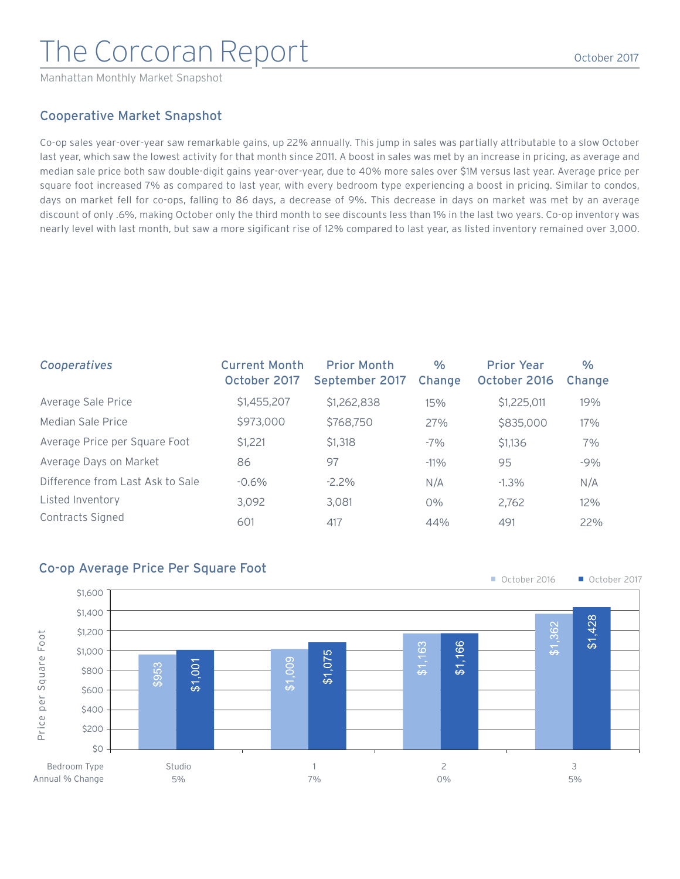# The Corcoran Report

Manhattan Monthly Market Snapshot

October 2017

## Cooperative Market Snapshot

Co-op sales year-over-year saw remarkable gains, up 22% annually. This jump in sales was partially attributable to a slow October last year, which saw the lowest activity for that month since 2011. A boost in sales was met by an increase in pricing, as average and median sale price both saw double-digit gains year-over-year, due to 40% more sales over $1M versus last year. Average price per square foot increased 7% as compared to last year, with every bedroom type experiencing a boost in pricing. Similar to condos, days on market fell for co-ops, falling to 86 days, a decrease of 9%. This decrease in days on market was met by an average discount of only .6%, making October only the third month to see discounts less than 1% in the last two years. Co-op inventory was nearly level with last month, but saw a more sigificant rise of 12% compared to last year, as listed inventory remained over 3,000.

| *Cooperatives* | Current Month October 2017 | Prior Month September 2017 | % Change | Prior Year October 2016 | % Change |
|---|---|---|---|---|---|
| Average Sale Price | $1,455,207 | $1,262,838 | 15% | $1,225,011 | 19% |
| Median Sale Price | $973,000 | $768,750 | 27% | $835,000 | 17% |
| Average Price per Square Foot | $1,221 | $1,318 | -7% | $1,136 | 7% |
| Average Days on Market | 86 | 97 | -11% | 95 | -9% |
| Difference from Last Ask to Sale | -0.6% | -2.2% | N/A | -1.3% | N/A |
| Listed Inventory | 3,092 | 3,081 | 0% | 2,762 | 12% |
| Contracts Signed | 601 | 417 | 44% | 491 | 22% |

## Co-op Average Price Per Square Foot

| Bedroom Type | Studio | 1 | 2 | 3 |
|---|---|---|---|---|
| October 2016 | $953 | $1,009 | $1,163 | $1,362 |
| October 2017 | $1,001 | $1,075 | $1,166 | $1,428 |
| Annual % Change | 5% | 7% | 0% | 5% |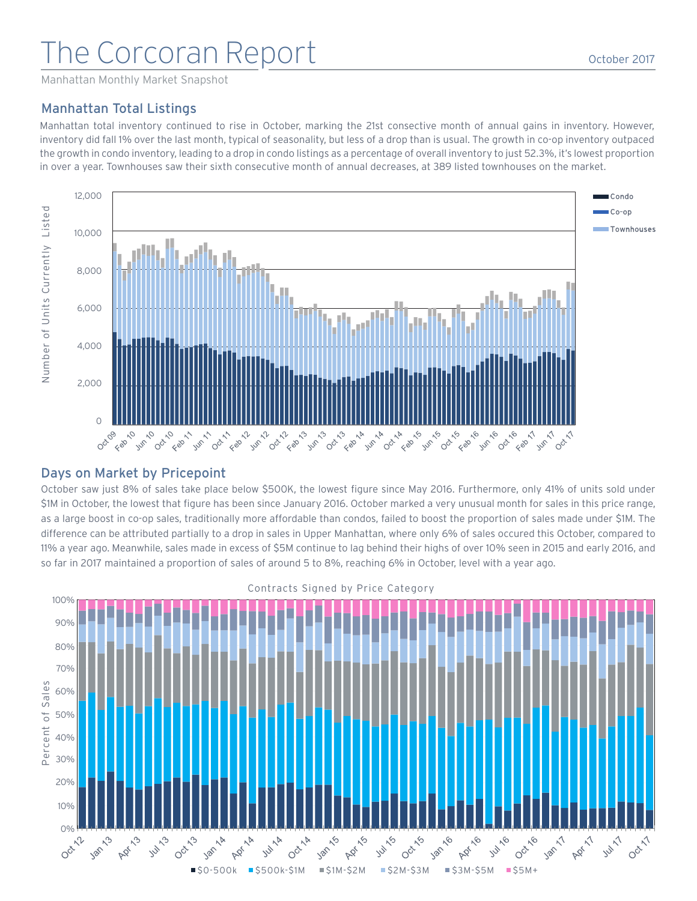# The Corcoran Report

October 2017

Manhattan Monthly Market Snapshot

## Manhattan Total Listings

Manhattan total inventory continued to rise in October, marking the 21st consective month of annual gains in inventory. However, inventory did fall 1% over the last month, typical of seasonality, but less of a drop than is usual. The growth in co-op inventory outpaced the growth in condo inventory, leading to a drop in condo listings as a percentage of overall inventory to just 52.3%, it's lowest proportion in over a year. Townhouses saw their sixth consecutive month of annual decreases, at 389 listed townhouses on the market.

Number of Units Currently Listed

12,000
10,000
8,000
6,000
4,000
2,000
0

Oct 09, Feb 10, Jun 10, Oct 10, Feb 11, Jun 11, Oct 11, Feb 12, Jun 12, Oct 12, Feb 13, Jun 13, Oct 13, Feb 14, Jun 14, Oct 14, Feb 15, Jun 15, Oct 15, Feb 16, Jun 16, Oct 16, Feb 17, Jun 17, Oct 17

Condo
Co-op
Townhouses

## Days on Market by Pricepoint

October saw just 8% of sales take place below $500K, the lowest figure since May 2016. Furthermore, only 41% of units sold under $1M in October, the lowest that figure has been since January 2016. October marked a very unusual month for sales in this price range, as a large boost in co-op sales, traditionally more affordable than condos, failed to boost the proportion of sales made under $1M. The difference can be attributed partially to a drop in sales in Upper Manhattan, where only 6% of sales occured this October, compared to 11% a year ago. Meanwhile, sales made in excess of $5M continue to lag behind their highs of over 10% seen in 2015 and early 2016, and so far in 2017 maintained a proportion of sales of around 5 to 8%, reaching 6% in October, level with a year ago.

Contracts Signed by Price Category

Percent of Sales

100%
90%
80%
70%
60%
50%
40%
30%
20%
10%
0%

Oct 12, Jan 13, Apr 13, Jul 13, Oct 13, Jan 14, Apr 14, Jul 14, Oct 14, Jan 15, Apr 15, Jul 15, Oct 15, Jan 16, Apr 16, Jul 16, Oct 16, Jan 17, Apr 17, Jul 17, Oct 17

$0-500k, $500k-$1M, $1M-$2M, $2M-$3M, $3M-$5M, $5M+